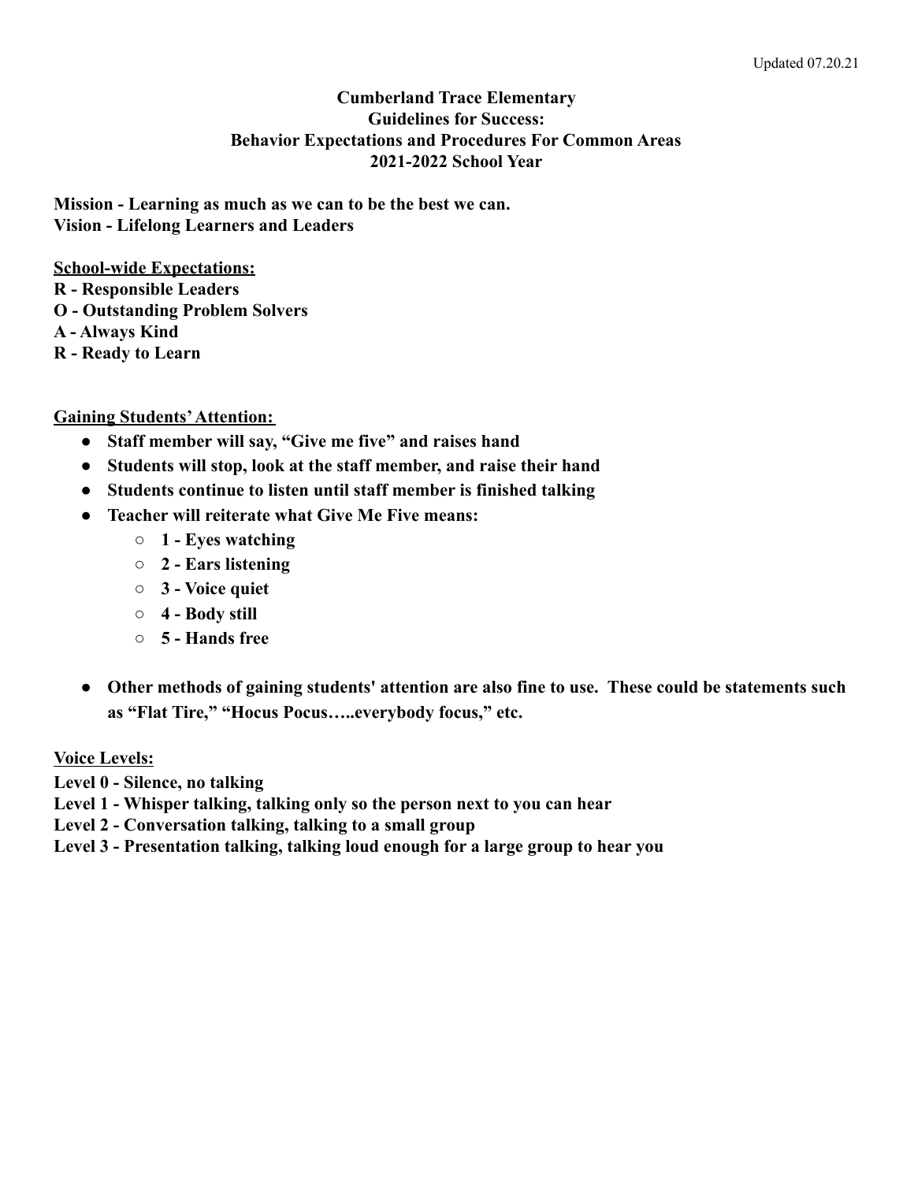Updated 07.20.21

# Cumberland Trace Elementary
## Guidelines for Success:
## Behavior Expectations and Procedures For Common Areas
## 2021-2022 School Year

**Mission - Learning as much as we can to be the best we can.**
**Vision - Lifelong Learners and Leaders**

**School-wide Expectations:**
**R - Responsible Leaders**
**O - Outstanding Problem Solvers**
**A - Always Kind**
**R - Ready to Learn**

**Gaining Students' Attention:**

- **Staff member will say, "Give me five" and raises hand**
- **Students will stop, look at the staff member, and raise their hand**
- **Students continue to listen until staff member is finished talking**
- **Teacher will reiterate what Give Me Five means:**
  - **1 - Eyes watching**
  - **2 - Ears listening**
  - **3 - Voice quiet**
  - **4 - Body still**
  - **5 - Hands free**
- **Other methods of gaining students' attention are also fine to use. These could be statements such as "Flat Tire," "Hocus Pocus…..everybody focus," etc.**

**Voice Levels:**
**Level 0 - Silence, no talking**
**Level 1 - Whisper talking, talking only so the person next to you can hear**
**Level 2 - Conversation talking, talking to a small group**
**Level 3 - Presentation talking, talking loud enough for a large group to hear you**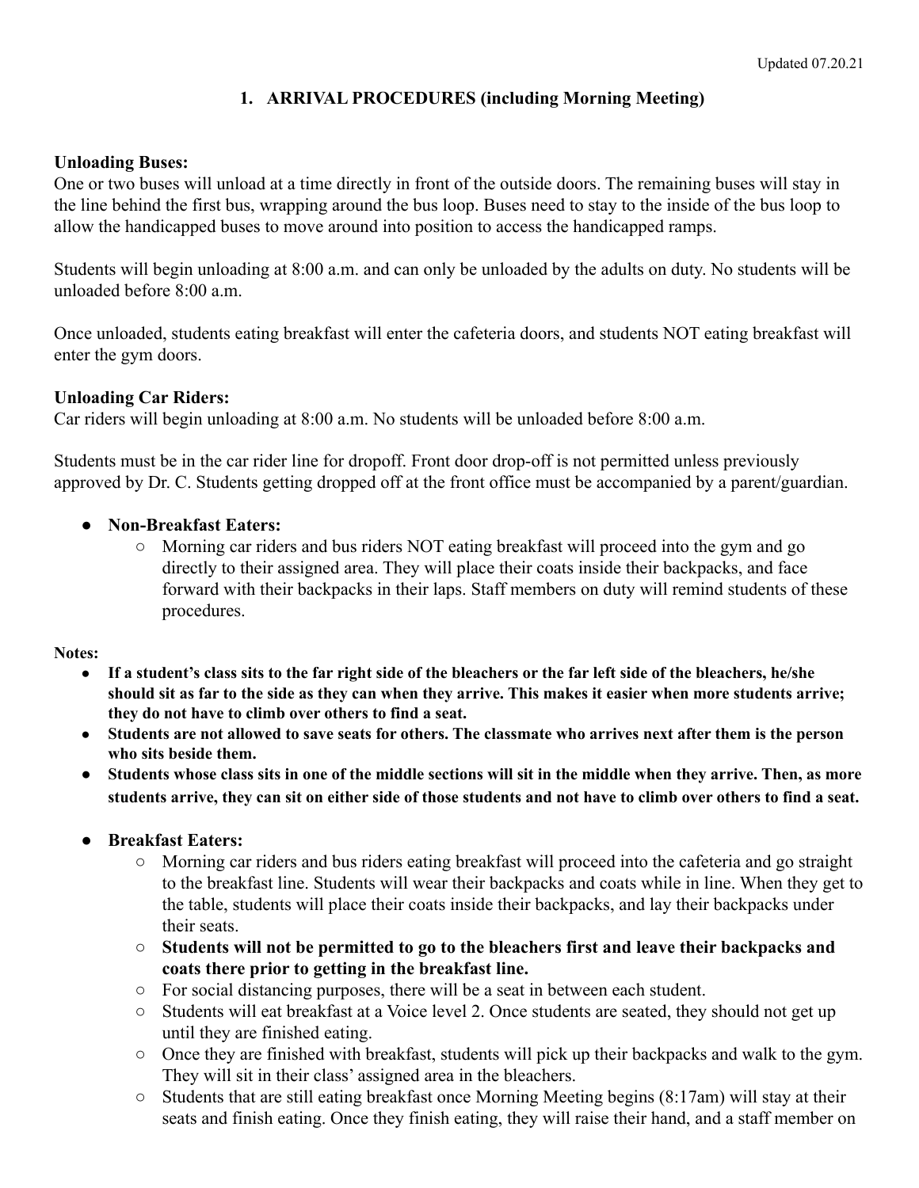Updated 07.20.21

## 1. ARRIVAL PROCEDURES (including Morning Meeting)

**Unloading Buses:**

One or two buses will unload at a time directly in front of the outside doors. The remaining buses will stay in the line behind the first bus, wrapping around the bus loop. Buses need to stay to the inside of the bus loop to allow the handicapped buses to move around into position to access the handicapped ramps.

Students will begin unloading at 8:00 a.m. and can only be unloaded by the adults on duty. No students will be unloaded before 8:00 a.m.

Once unloaded, students eating breakfast will enter the cafeteria doors, and students NOT eating breakfast will enter the gym doors.

**Unloading Car Riders:**

Car riders will begin unloading at 8:00 a.m. No students will be unloaded before 8:00 a.m.

Students must be in the car rider line for dropoff. Front door drop-off is not permitted unless previously approved by Dr. C. Students getting dropped off at the front office must be accompanied by a parent/guardian.

- **Non-Breakfast Eaters:**
  - Morning car riders and bus riders NOT eating breakfast will proceed into the gym and go directly to their assigned area. They will place their coats inside their backpacks, and face forward with their backpacks in their laps. Staff members on duty will remind students of these procedures.

**Notes:**

- **If a student's class sits to the far right side of the bleachers or the far left side of the bleachers, he/she should sit as far to the side as they can when they arrive. This makes it easier when more students arrive; they do not have to climb over others to find a seat.**
- **Students are not allowed to save seats for others. The classmate who arrives next after them is the person who sits beside them.**
- **Students whose class sits in one of the middle sections will sit in the middle when they arrive. Then, as more students arrive, they can sit on either side of those students and not have to climb over others to find a seat.**

- **Breakfast Eaters:**
  - Morning car riders and bus riders eating breakfast will proceed into the cafeteria and go straight to the breakfast line. Students will wear their backpacks and coats while in line. When they get to the table, students will place their coats inside their backpacks, and lay their backpacks under their seats.
  - **Students will not be permitted to go to the bleachers first and leave their backpacks and coats there prior to getting in the breakfast line.**
  - For social distancing purposes, there will be a seat in between each student.
  - Students will eat breakfast at a Voice level 2. Once students are seated, they should not get up until they are finished eating.
  - Once they are finished with breakfast, students will pick up their backpacks and walk to the gym. They will sit in their class' assigned area in the bleachers.
  - Students that are still eating breakfast once Morning Meeting begins (8:17am) will stay at their seats and finish eating. Once they finish eating, they will raise their hand, and a staff member on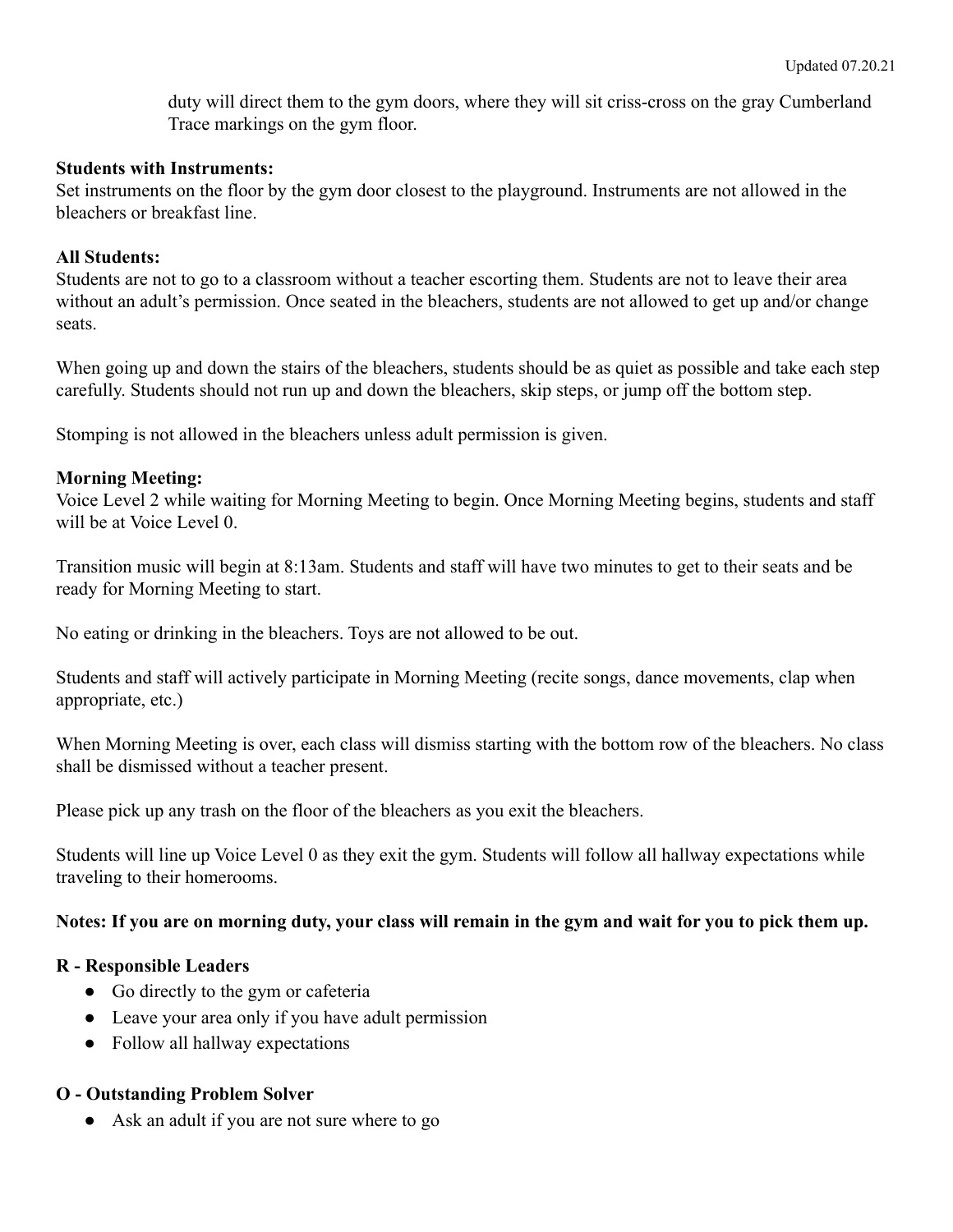duty will direct them to the gym doors, where they will sit criss-cross on the gray Cumberland Trace markings on the gym floor.

**Students with Instruments:**
Set instruments on the floor by the gym door closest to the playground. Instruments are not allowed in the bleachers or breakfast line.

**All Students:**
Students are not to go to a classroom without a teacher escorting them. Students are not to leave their area without an adult's permission. Once seated in the bleachers, students are not allowed to get up and/or change seats.

When going up and down the stairs of the bleachers, students should be as quiet as possible and take each step carefully. Students should not run up and down the bleachers, skip steps, or jump off the bottom step.

Stomping is not allowed in the bleachers unless adult permission is given.

**Morning Meeting:**
Voice Level 2 while waiting for Morning Meeting to begin. Once Morning Meeting begins, students and staff will be at Voice Level 0.

Transition music will begin at 8:13am. Students and staff will have two minutes to get to their seats and be ready for Morning Meeting to start.

No eating or drinking in the bleachers. Toys are not allowed to be out.

Students and staff will actively participate in Morning Meeting (recite songs, dance movements, clap when appropriate, etc.)

When Morning Meeting is over, each class will dismiss starting with the bottom row of the bleachers. No class shall be dismissed without a teacher present.

Please pick up any trash on the floor of the bleachers as you exit the bleachers.

Students will line up Voice Level 0 as they exit the gym. Students will follow all hallway expectations while traveling to their homerooms.

**Notes: If you are on morning duty, your class will remain in the gym and wait for you to pick them up.**

**R - Responsible Leaders**
- Go directly to the gym or cafeteria
- Leave your area only if you have adult permission
- Follow all hallway expectations

**O - Outstanding Problem Solver**
- Ask an adult if you are not sure where to go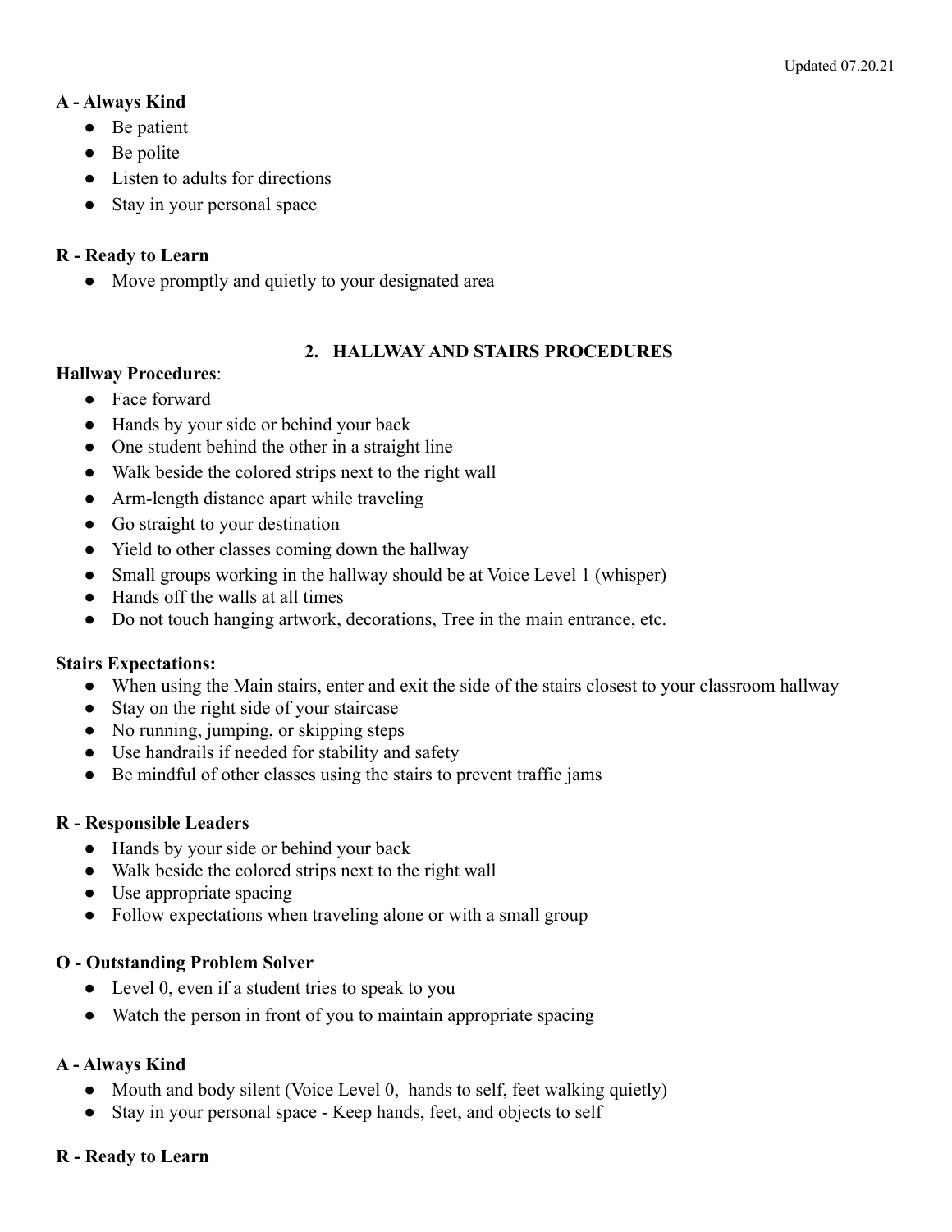**A - Always Kind**

- Be patient
- Be polite
- Listen to adults for directions
- Stay in your personal space

**R - Ready to Learn**

- Move promptly and quietly to your designated area

## 2. HALLWAY AND STAIRS PROCEDURES

**Hallway Procedures**:

- Face forward
- Hands by your side or behind your back
- One student behind the other in a straight line
- Walk beside the colored strips next to the right wall
- Arm-length distance apart while traveling
- Go straight to your destination
- Yield to other classes coming down the hallway
- Small groups working in the hallway should be at Voice Level 1 (whisper)
- Hands off the walls at all times
- Do not touch hanging artwork, decorations, Tree in the main entrance, etc.

**Stairs Expectations:**

- When using the Main stairs, enter and exit the side of the stairs closest to your classroom hallway
- Stay on the right side of your staircase
- No running, jumping, or skipping steps
- Use handrails if needed for stability and safety
- Be mindful of other classes using the stairs to prevent traffic jams

**R - Responsible Leaders**

- Hands by your side or behind your back
- Walk beside the colored strips next to the right wall
- Use appropriate spacing
- Follow expectations when traveling alone or with a small group

**O - Outstanding Problem Solver**

- Level 0, even if a student tries to speak to you
- Watch the person in front of you to maintain appropriate spacing

**A - Always Kind**

- Mouth and body silent (Voice Level 0, hands to self, feet walking quietly)
- Stay in your personal space - Keep hands, feet, and objects to self

**R - Ready to Learn**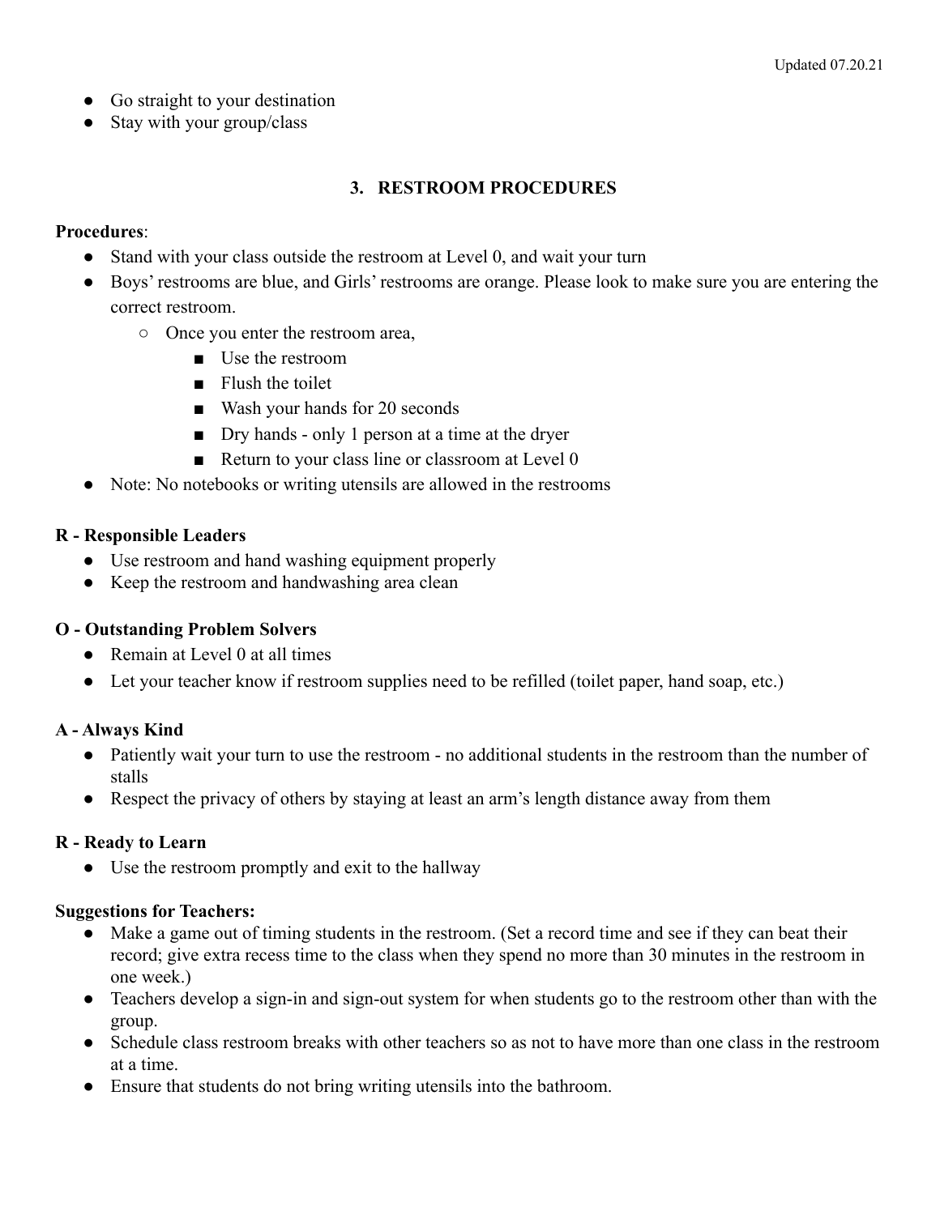- Go straight to your destination
- Stay with your group/class

## 3. RESTROOM PROCEDURES

**Procedures**:

- Stand with your class outside the restroom at Level 0, and wait your turn
- Boys' restrooms are blue, and Girls' restrooms are orange. Please look to make sure you are entering the correct restroom.
    - Once you enter the restroom area,
        - Use the restroom
        - Flush the toilet
        - Wash your hands for 20 seconds
        - Dry hands - only 1 person at a time at the dryer
        - Return to your class line or classroom at Level 0
- Note: No notebooks or writing utensils are allowed in the restrooms

**R - Responsible Leaders**

- Use restroom and hand washing equipment properly
- Keep the restroom and handwashing area clean

**O - Outstanding Problem Solvers**

- Remain at Level 0 at all times
- Let your teacher know if restroom supplies need to be refilled (toilet paper, hand soap, etc.)

**A - Always Kind**

- Patiently wait your turn to use the restroom - no additional students in the restroom than the number of stalls
- Respect the privacy of others by staying at least an arm's length distance away from them

**R - Ready to Learn**

- Use the restroom promptly and exit to the hallway

**Suggestions for Teachers:**

- Make a game out of timing students in the restroom. (Set a record time and see if they can beat their record; give extra recess time to the class when they spend no more than 30 minutes in the restroom in one week.)
- Teachers develop a sign-in and sign-out system for when students go to the restroom other than with the group.
- Schedule class restroom breaks with other teachers so as not to have more than one class in the restroom at a time.
- Ensure that students do not bring writing utensils into the bathroom.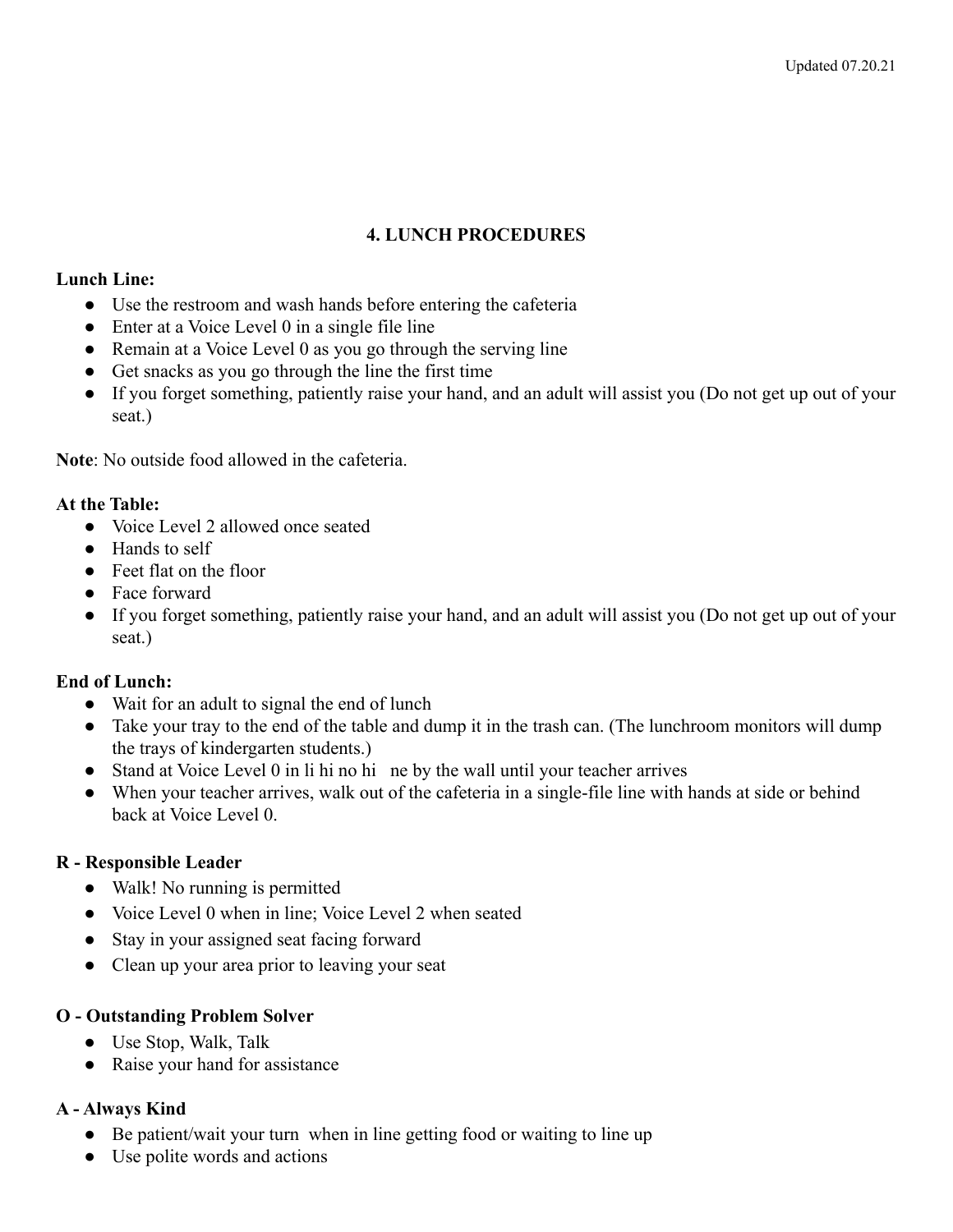## 4. LUNCH PROCEDURES

**Lunch Line:**

- Use the restroom and wash hands before entering the cafeteria
- Enter at a Voice Level 0 in a single file line
- Remain at a Voice Level 0 as you go through the serving line
- Get snacks as you go through the line the first time
- If you forget something, patiently raise your hand, and an adult will assist you (Do not get up out of your seat.)

**Note**: No outside food allowed in the cafeteria.

**At the Table:**

- Voice Level 2 allowed once seated
- Hands to self
- Feet flat on the floor
- Face forward
- If you forget something, patiently raise your hand, and an adult will assist you (Do not get up out of your seat.)

**End of Lunch:**

- Wait for an adult to signal the end of lunch
- Take your tray to the end of the table and dump it in the trash can. (The lunchroom monitors will dump the trays of kindergarten students.)
- Stand at Voice Level 0 in li hi no hi ne by the wall until your teacher arrives
- When your teacher arrives, walk out of the cafeteria in a single-file line with hands at side or behind back at Voice Level 0.

**R - Responsible Leader**

- Walk! No running is permitted
- Voice Level 0 when in line; Voice Level 2 when seated
- Stay in your assigned seat facing forward
- Clean up your area prior to leaving your seat

**O - Outstanding Problem Solver**

- Use Stop, Walk, Talk
- Raise your hand for assistance

**A - Always Kind**

- Be patient/wait your turn when in line getting food or waiting to line up
- Use polite words and actions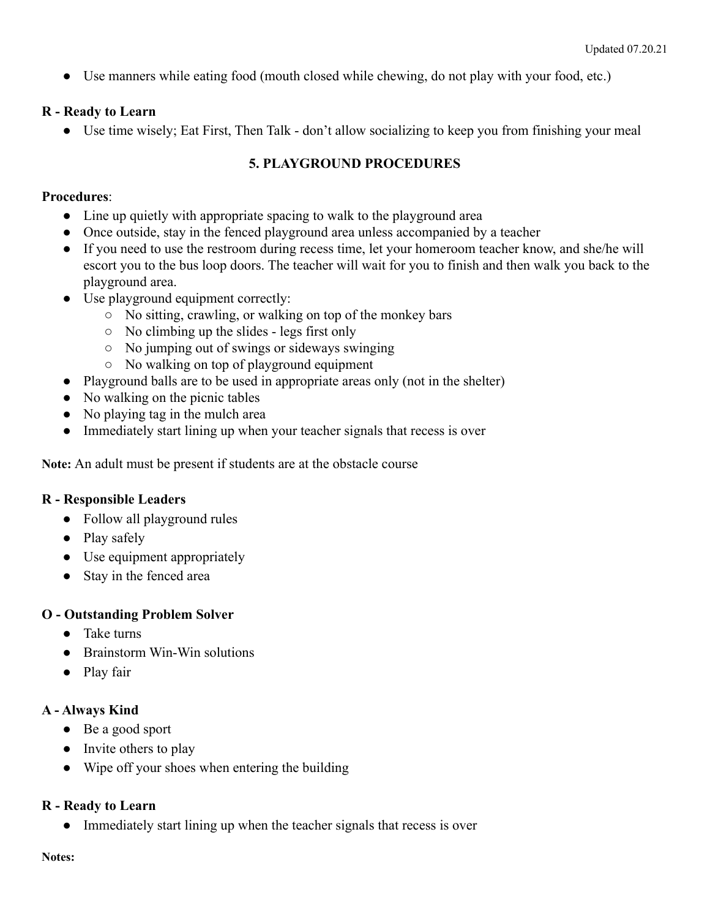- Use manners while eating food (mouth closed while chewing, do not play with your food, etc.)

**R - Ready to Learn**

- Use time wisely; Eat First, Then Talk - don't allow socializing to keep you from finishing your meal

## 5. PLAYGROUND PROCEDURES

**Procedures**:

- Line up quietly with appropriate spacing to walk to the playground area
- Once outside, stay in the fenced playground area unless accompanied by a teacher
- If you need to use the restroom during recess time, let your homeroom teacher know, and she/he will escort you to the bus loop doors. The teacher will wait for you to finish and then walk you back to the playground area.
- Use playground equipment correctly:
  - No sitting, crawling, or walking on top of the monkey bars
  - No climbing up the slides - legs first only
  - No jumping out of swings or sideways swinging
  - No walking on top of playground equipment
- Playground balls are to be used in appropriate areas only (not in the shelter)
- No walking on the picnic tables
- No playing tag in the mulch area
- Immediately start lining up when your teacher signals that recess is over

**Note:** An adult must be present if students are at the obstacle course

**R - Responsible Leaders**

- Follow all playground rules
- Play safely
- Use equipment appropriately
- Stay in the fenced area

**O - Outstanding Problem Solver**

- Take turns
- Brainstorm Win-Win solutions
- Play fair

**A - Always Kind**

- Be a good sport
- Invite others to play
- Wipe off your shoes when entering the building

**R - Ready to Learn**

- Immediately start lining up when the teacher signals that recess is over

**Notes:**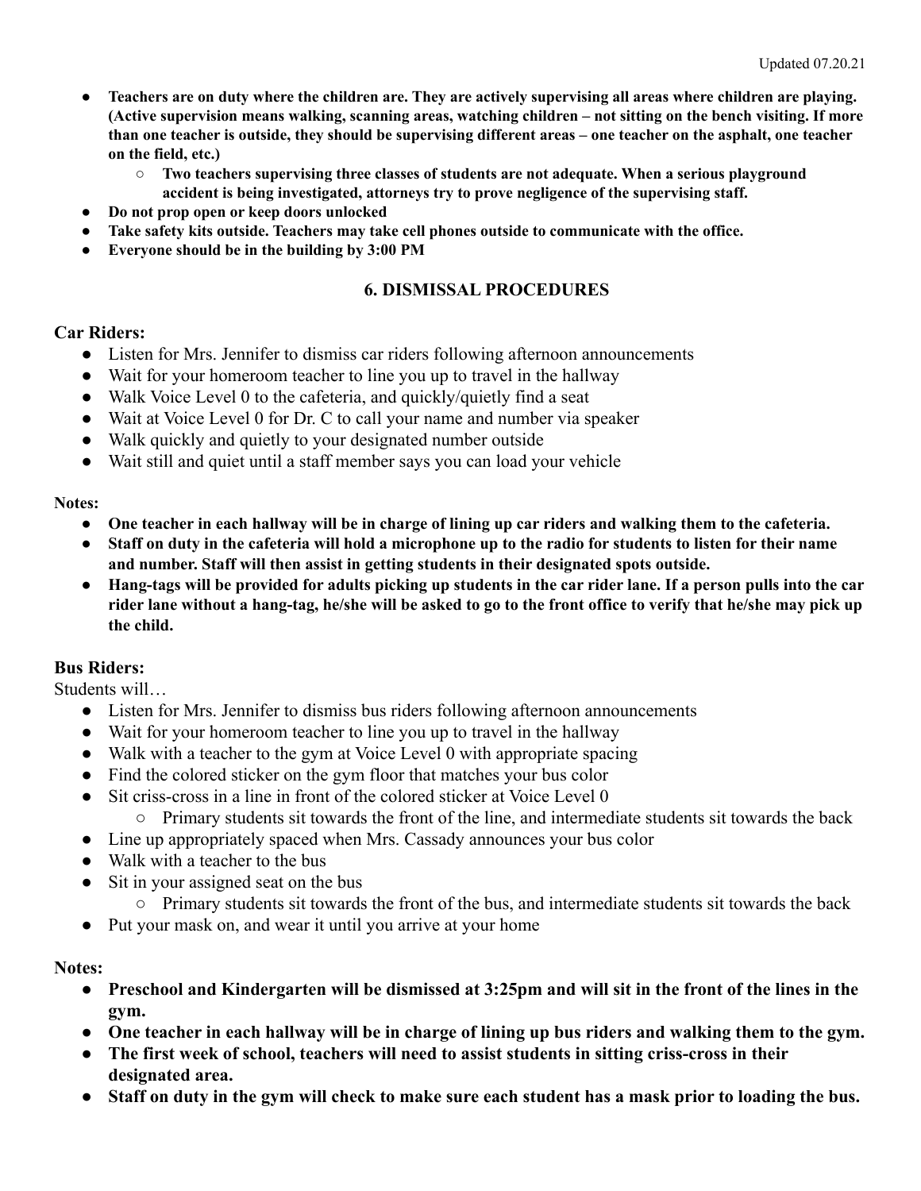- **Teachers are on duty where the children are. They are actively supervising all areas where children are playing. (Active supervision means walking, scanning areas, watching children – not sitting on the bench visiting. If more than one teacher is outside, they should be supervising different areas – one teacher on the asphalt, one teacher on the field, etc.)**
  - **Two teachers supervising three classes of students are not adequate. When a serious playground accident is being investigated, attorneys try to prove negligence of the supervising staff.**
- **Do not prop open or keep doors unlocked**
- **Take safety kits outside. Teachers may take cell phones outside to communicate with the office.**
- **Everyone should be in the building by 3:00 PM**

## 6. DISMISSAL PROCEDURES

### Car Riders:

- Listen for Mrs. Jennifer to dismiss car riders following afternoon announcements
- Wait for your homeroom teacher to line you up to travel in the hallway
- Walk Voice Level 0 to the cafeteria, and quickly/quietly find a seat
- Wait at Voice Level 0 for Dr. C to call your name and number via speaker
- Walk quickly and quietly to your designated number outside
- Wait still and quiet until a staff member says you can load your vehicle

**Notes:**

- **One teacher in each hallway will be in charge of lining up car riders and walking them to the cafeteria.**
- **Staff on duty in the cafeteria will hold a microphone up to the radio for students to listen for their name and number. Staff will then assist in getting students in their designated spots outside.**
- **Hang-tags will be provided for adults picking up students in the car rider lane. If a person pulls into the car rider lane without a hang-tag, he/she will be asked to go to the front office to verify that he/she may pick up the child.**

### Bus Riders:

Students will…

- Listen for Mrs. Jennifer to dismiss bus riders following afternoon announcements
- Wait for your homeroom teacher to line you up to travel in the hallway
- Walk with a teacher to the gym at Voice Level 0 with appropriate spacing
- Find the colored sticker on the gym floor that matches your bus color
- Sit criss-cross in a line in front of the colored sticker at Voice Level 0
  - Primary students sit towards the front of the line, and intermediate students sit towards the back
- Line up appropriately spaced when Mrs. Cassady announces your bus color
- Walk with a teacher to the bus
- Sit in your assigned seat on the bus
  - Primary students sit towards the front of the bus, and intermediate students sit towards the back
- Put your mask on, and wear it until you arrive at your home

**Notes:**

- **Preschool and Kindergarten will be dismissed at 3:25pm and will sit in the front of the lines in the gym.**
- **One teacher in each hallway will be in charge of lining up bus riders and walking them to the gym.**
- **The first week of school, teachers will need to assist students in sitting criss-cross in their designated area.**
- **Staff on duty in the gym will check to make sure each student has a mask prior to loading the bus.**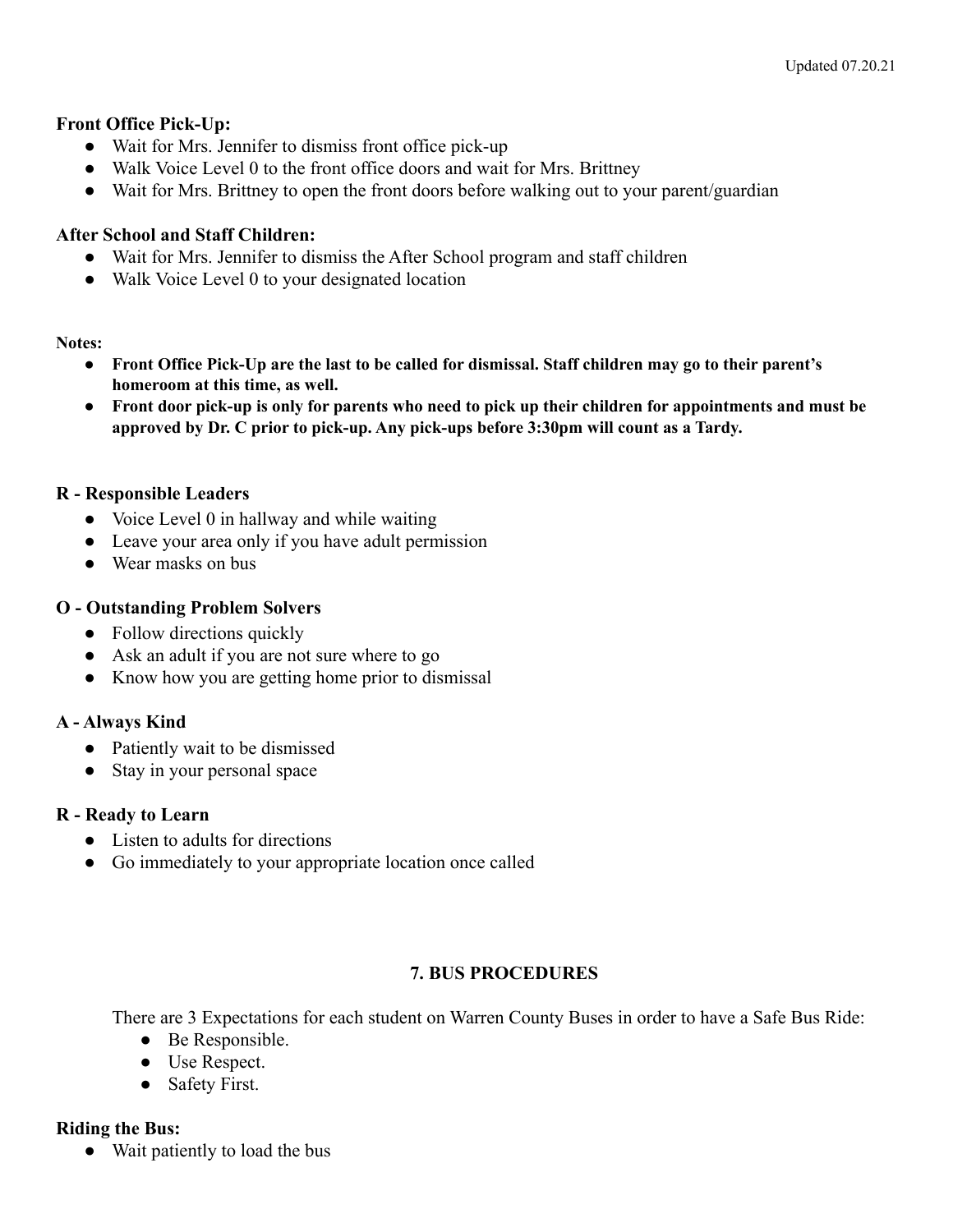**Front Office Pick-Up:**

- Wait for Mrs. Jennifer to dismiss front office pick-up
- Walk Voice Level 0 to the front office doors and wait for Mrs. Brittney
- Wait for Mrs. Brittney to open the front doors before walking out to your parent/guardian

**After School and Staff Children:**

- Wait for Mrs. Jennifer to dismiss the After School program and staff children
- Walk Voice Level 0 to your designated location

**Notes:**

- **Front Office Pick-Up are the last to be called for dismissal. Staff children may go to their parent's homeroom at this time, as well.**
- **Front door pick-up is only for parents who need to pick up their children for appointments and must be approved by Dr. C prior to pick-up. Any pick-ups before 3:30pm will count as a Tardy.**

**R - Responsible Leaders**

- Voice Level 0 in hallway and while waiting
- Leave your area only if you have adult permission
- Wear masks on bus

**O - Outstanding Problem Solvers**

- Follow directions quickly
- Ask an adult if you are not sure where to go
- Know how you are getting home prior to dismissal

**A - Always Kind**

- Patiently wait to be dismissed
- Stay in your personal space

**R - Ready to Learn**

- Listen to adults for directions
- Go immediately to your appropriate location once called

## 7. BUS PROCEDURES

There are 3 Expectations for each student on Warren County Buses in order to have a Safe Bus Ride:

- Be Responsible.
- Use Respect.
- Safety First.

**Riding the Bus:**

- Wait patiently to load the bus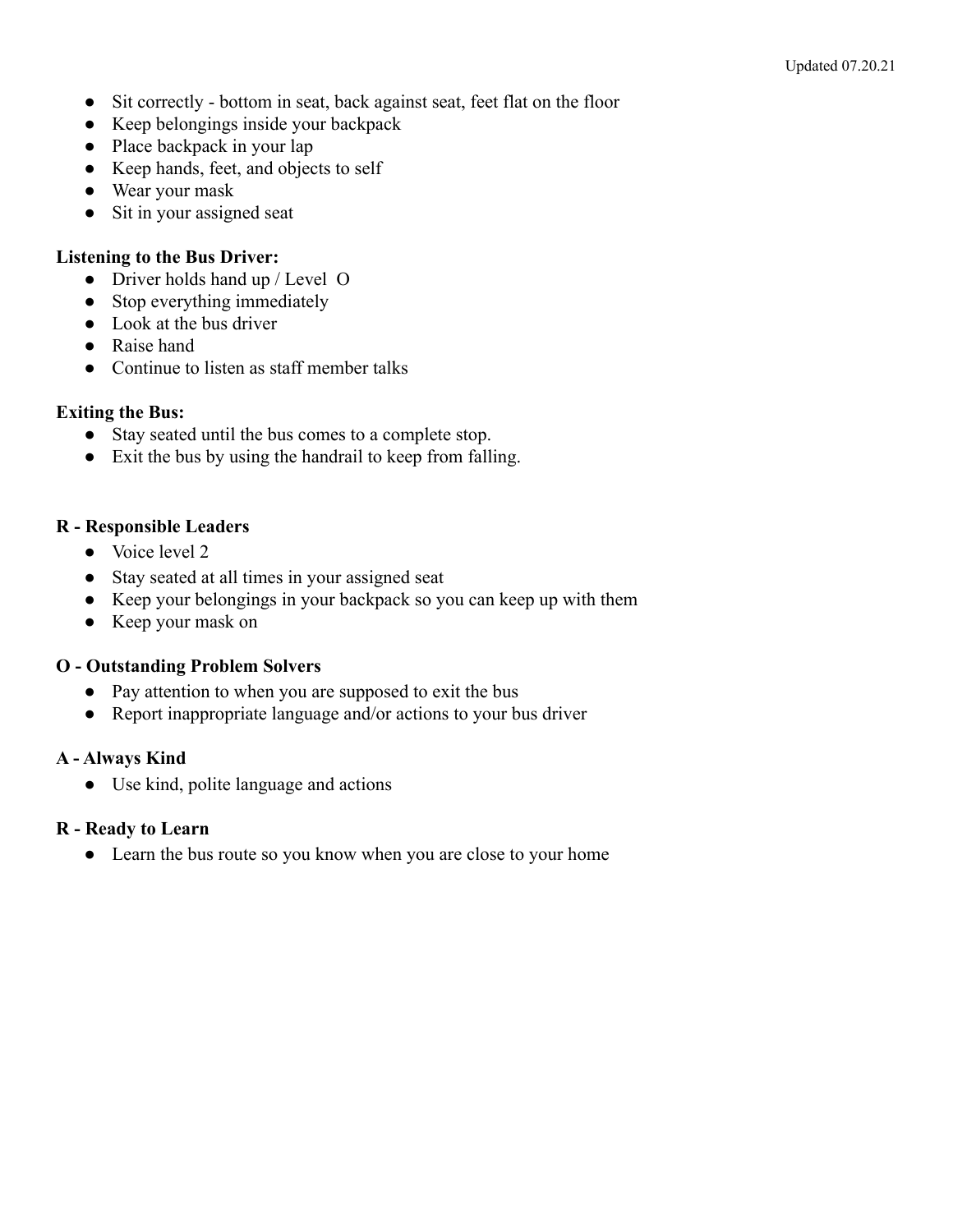- Sit correctly - bottom in seat, back against seat, feet flat on the floor
- Keep belongings inside your backpack
- Place backpack in your lap
- Keep hands, feet, and objects to self
- Wear your mask
- Sit in your assigned seat

**Listening to the Bus Driver:**

- Driver holds hand up / Level O
- Stop everything immediately
- Look at the bus driver
- Raise hand
- Continue to listen as staff member talks

**Exiting the Bus:**

- Stay seated until the bus comes to a complete stop.
- Exit the bus by using the handrail to keep from falling.

**R - Responsible Leaders**

- Voice level 2
- Stay seated at all times in your assigned seat
- Keep your belongings in your backpack so you can keep up with them
- Keep your mask on

**O - Outstanding Problem Solvers**

- Pay attention to when you are supposed to exit the bus
- Report inappropriate language and/or actions to your bus driver

**A - Always Kind**

- Use kind, polite language and actions

**R - Ready to Learn**

- Learn the bus route so you know when you are close to your home